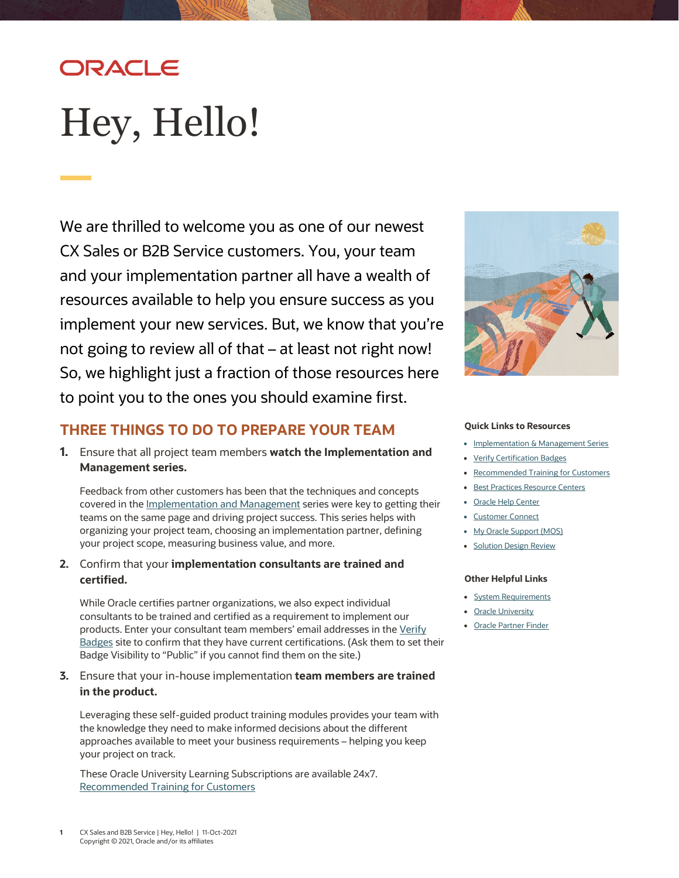ORACLE

# Hey, Hello!

We are thrilled to welcome you as one of our newest CX Sales or B2B Service customers. You, your team and your implementation partner all have a wealth of resources available to help you ensure success as you implement your new services. But, we know that you're not going to review all of that – at least not right now! So, we highlight just a fraction of those resources here to point you to the ones you should examine first.

## THREE THINGS TO DO TO PREPARE YOUR TEAM

1. Ensure that all project team members **watch the Implementation and Management series.**

   Feedback from other customers has been that the techniques and concepts covered in the Implementation and Management series were key to getting their teams on the same page and driving project success. This series helps with organizing your project team, choosing an implementation partner, defining your project scope, measuring business value, and more.

2. Confirm that your **implementation consultants are trained and certified.**

   While Oracle certifies partner organizations, we also expect individual consultants to be trained and certified as a requirement to implement our products. Enter your consultant team members' email addresses in the Verify Badges site to confirm that they have current certifications. (Ask them to set their Badge Visibility to "Public" if you cannot find them on the site.)

3. Ensure that your in-house implementation **team members are trained in the product.**

   Leveraging these self-guided product training modules provides your team with the knowledge they need to make informed decisions about the different approaches available to meet your business requirements – helping you keep your project on track.

   These Oracle University Learning Subscriptions are available 24x7.
   Recommended Training for Customers

### Quick Links to Resources

- Implementation & Management Series
- Verify Certification Badges
- Recommended Training for Customers
- Best Practices Resource Centers
- Oracle Help Center
- Customer Connect
- My Oracle Support (MOS)
- Solution Design Review

### Other Helpful Links

- System Requirements
- Oracle University
- Oracle Partner Finder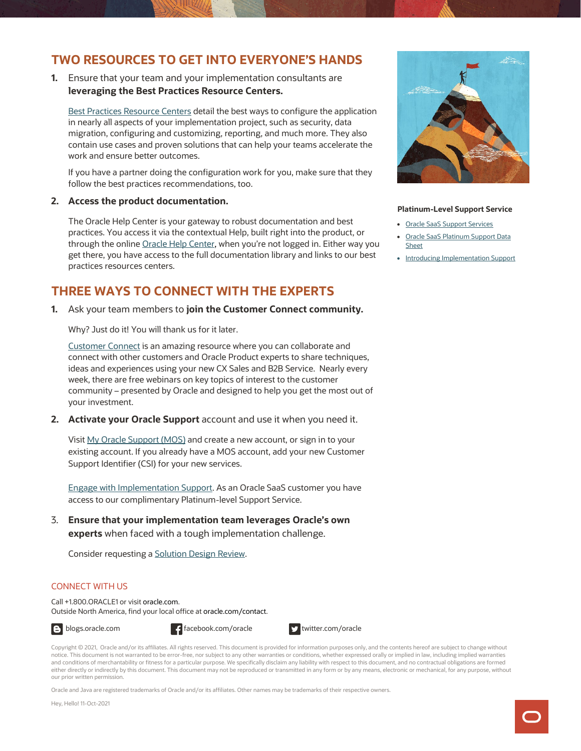## TWO RESOURCES TO GET INTO EVERYONE'S HANDS

1. Ensure that your team and your implementation consultants are **leveraging the Best Practices Resource Centers.**

   Best Practices Resource Centers detail the best ways to configure the application in nearly all aspects of your implementation project, such as security, data migration, configuring and customizing, reporting, and much more. They also contain use cases and proven solutions that can help your teams accelerate the work and ensure better outcomes.

   If you have a partner doing the configuration work for you, make sure that they follow the best practices recommendations, too.

2. **Access the product documentation.**

   The Oracle Help Center is your gateway to robust documentation and best practices. You access it via the contextual Help, built right into the product, or through the online Oracle Help Center, when you're not logged in. Either way you get there, you have access to the full documentation library and links to our best practices resources centers.

## THREE WAYS TO CONNECT WITH THE EXPERTS

1. Ask your team members to **join the Customer Connect community.**

   Why? Just do it! You will thank us for it later.

   Customer Connect is an amazing resource where you can collaborate and connect with other customers and Oracle Product experts to share techniques, ideas and experiences using your new CX Sales and B2B Service. Nearly every week, there are free webinars on key topics of interest to the customer community – presented by Oracle and designed to help you get the most out of your investment.

2. **Activate your Oracle Support** account and use it when you need it.

   Visit My Oracle Support (MOS) and create a new account, or sign in to your existing account. If you already have a MOS account, add your new Customer Support Identifier (CSI) for your new services.

   Engage with Implementation Support. As an Oracle SaaS customer you have access to our complimentary Platinum-level Support Service.

3. **Ensure that your implementation team leverages Oracle's own experts** when faced with a tough implementation challenge.

   Consider requesting a Solution Design Review.

**Platinum-Level Support Service**

- Oracle SaaS Support Services
- Oracle SaaS Platinum Support Data Sheet
- Introducing Implementation Support

### CONNECT WITH US

Call +1.800.ORACLE1 or visit oracle.com.
Outside North America, find your local office at oracle.com/contact.

blogs.oracle.com | facebook.com/oracle | twitter.com/oracle

Copyright © 2021, Oracle and/or its affiliates. All rights reserved. This document is provided for information purposes only, and the contents hereof are subject to change without notice. This document is not warranted to be error-free, nor subject to any other warranties or conditions, whether expressed orally or implied in law, including implied warranties and conditions of merchantability or fitness for a particular purpose. We specifically disclaim any liability with respect to this document, and no contractual obligations are formed either directly or indirectly by this document. This document may not be reproduced or transmitted in any form or by any means, electronic or mechanical, for any purpose, without our prior written permission.

Oracle and Java are registered trademarks of Oracle and/or its affiliates. Other names may be trademarks of their respective owners.

Hey, Hello! 11-Oct-2021